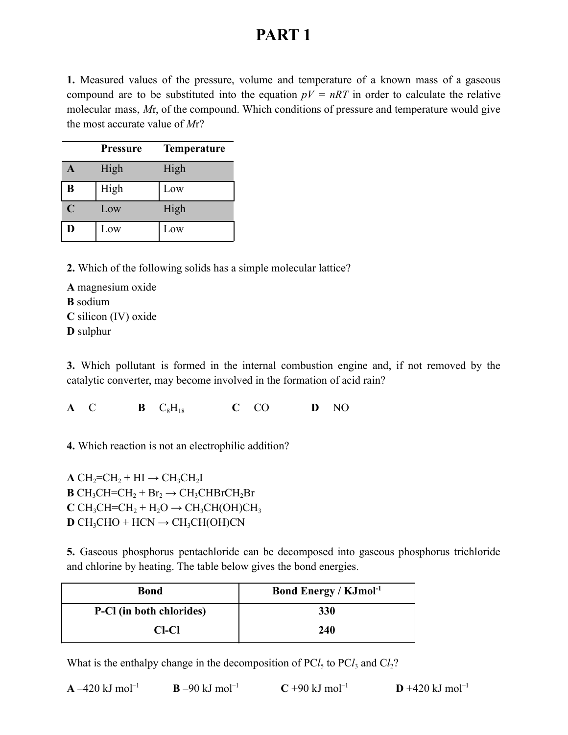# PART 1

**1.** Measured values of the pressure, volume and temperature of a known mass of a gaseous compound are to be substituted into the equation $pV = nRT$ in order to calculate the relative molecular mass, *M*r, of the compound. Which conditions of pressure and temperature would give the most accurate value of *M*r?

| | Pressure | Temperature |
|---|---|---|
| **A** | High | High |
| **B** | High | Low |
| **C** | Low | High |
| **D** | Low | Low |

**2.** Which of the following solids has a simple molecular lattice?

**A** magnesium oxide
**B** sodium
**C** silicon (IV) oxide
**D** sulphur

**3.** Which pollutant is formed in the internal combustion engine and, if not removed by the catalytic converter, may become involved in the formation of acid rain?

**A** C **B** $C_8H_{18}$ **C** CO **D** NO

**4.** Which reaction is not an electrophilic addition?

**A** $CH_2{=}CH_2 + HI \rightarrow CH_3CH_2I$
**B** $CH_3CH{=}CH_2 + Br_2 \rightarrow CH_3CHBrCH_2Br$
**C** $CH_3CH{=}CH_2 + H_2O \rightarrow CH_3CH(OH)CH_3$
**D** $CH_3CHO + HCN \rightarrow CH_3CH(OH)CN$

**5.** Gaseous phosphorus pentachloride can be decomposed into gaseous phosphorus trichloride and chlorine by heating. The table below gives the bond energies.

| Bond | Bond Energy / KJmol$^{-1}$ |
|---|---|
| **P-Cl (in both chlorides)** | **330** |
| **Cl-Cl** | **240** |

What is the enthalpy change in the decomposition of $PCl_5$ to $PCl_3$ and $Cl_2$?

**A** –420 kJ mol$^{-1}$ **B** –90 kJ mol$^{-1}$ **C** +90 kJ mol$^{-1}$ **D** +420 kJ mol$^{-1}$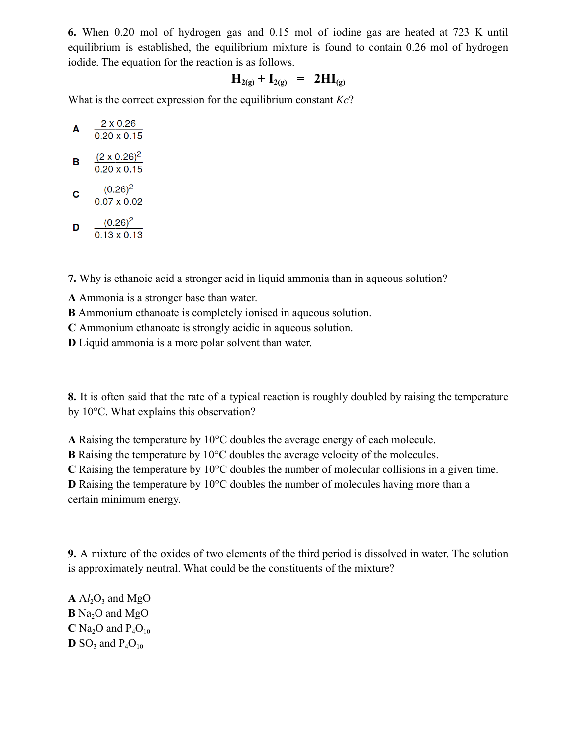**6.** When 0.20 mol of hydrogen gas and 0.15 mol of iodine gas are heated at 723 K until equilibrium is established, the equilibrium mixture is found to contain 0.26 mol of hydrogen iodide. The equation for the reaction is as follows.

$$H_{2(g)} + I_{2(g)} \;=\; 2HI_{(g)}$$

What is the correct expression for the equilibrium constant *Kc*?

**A** $\dfrac{2 \times 0.26}{0.20 \times 0.15}$

**B** $\dfrac{(2 \times 0.26)^2}{0.20 \times 0.15}$

**C** $\dfrac{(0.26)^2}{0.07 \times 0.02}$

**D** $\dfrac{(0.26)^2}{0.13 \times 0.13}$

**7.** Why is ethanoic acid a stronger acid in liquid ammonia than in aqueous solution?

**A** Ammonia is a stronger base than water.
**B** Ammonium ethanoate is completely ionised in aqueous solution.
**C** Ammonium ethanoate is strongly acidic in aqueous solution.
**D** Liquid ammonia is a more polar solvent than water.

**8.** It is often said that the rate of a typical reaction is roughly doubled by raising the temperature by 10°C. What explains this observation?

**A** Raising the temperature by 10°C doubles the average energy of each molecule.
**B** Raising the temperature by 10°C doubles the average velocity of the molecules.
**C** Raising the temperature by 10°C doubles the number of molecular collisions in a given time.
**D** Raising the temperature by 10°C doubles the number of molecules having more than a certain minimum energy.

**9.** A mixture of the oxides of two elements of the third period is dissolved in water. The solution is approximately neutral. What could be the constituents of the mixture?

**A** $Al_2O_3$ and $MgO$
**B** $Na_2O$ and $MgO$
**C** $Na_2O$ and $P_4O_{10}$
**D** $SO_3$ and $P_4O_{10}$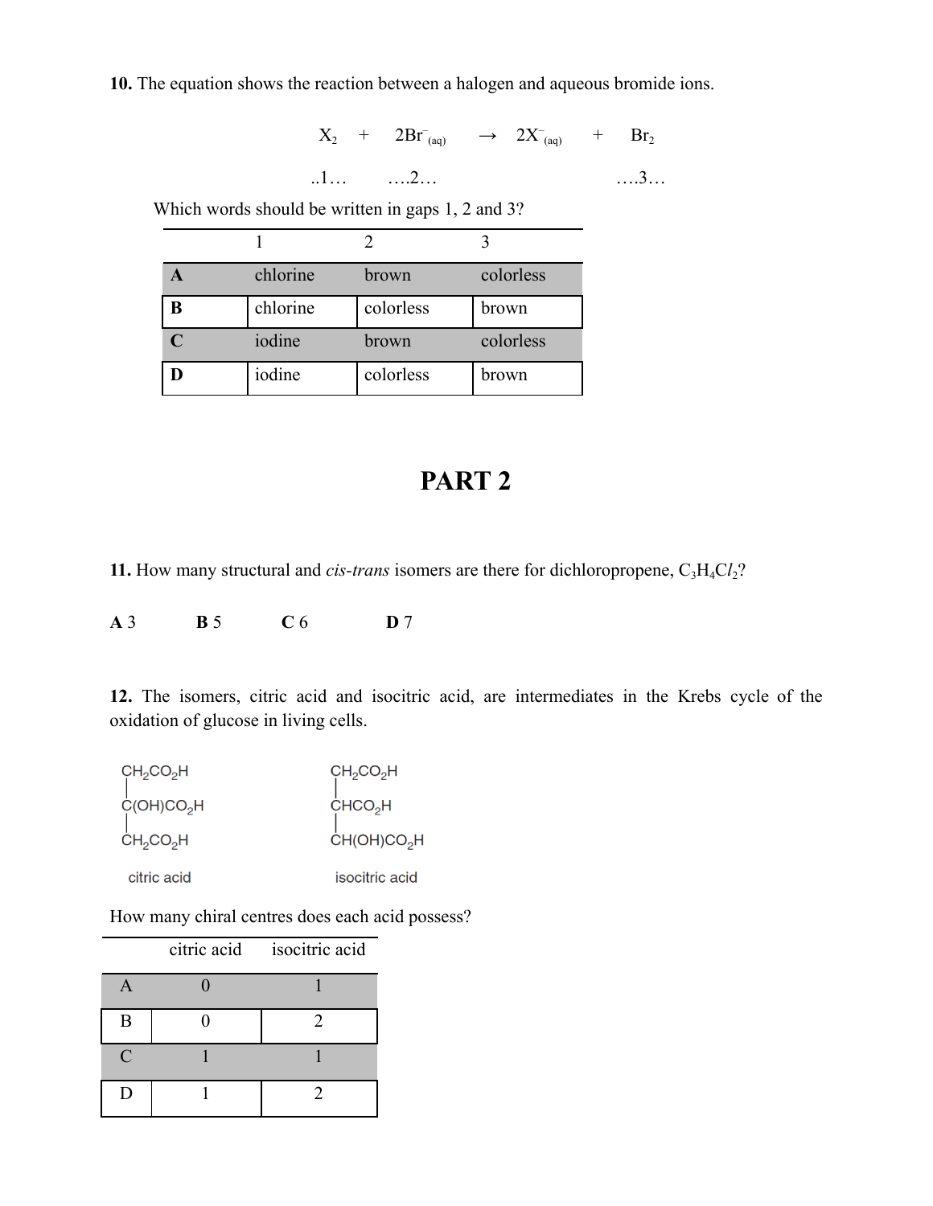**10.** The equation shows the reaction between a halogen and aqueous bromide ions.

$$\underset{..1...}{X_2} + \underset{....2...}{2Br^-_{(aq)}} \rightarrow 2X^-_{(aq)} + \underset{....3...}{Br_2}$$

Which words should be written in gaps 1, 2 and 3?

| | 1 | 2 | 3 |
|---|---|---|---|
| **A** | chlorine | brown | colorless |
| **B** | chlorine | colorless | brown |
| **C** | iodine | brown | colorless |
| **D** | iodine | colorless | brown |

# PART 2

**11.** How many structural and *cis-trans* isomers are there for dichloropropene, $C_3H_4Cl_2$?

**A** 3 **B** 5 **C** 6 **D** 7

**12.** The isomers, citric acid and isocitric acid, are intermediates in the Krebs cycle of the oxidation of glucose in living cells.

```
CH2CO2H                CH2CO2H
|                      |
C(OH)CO2H              CHCO2H
|                      |
CH2CO2H                CH(OH)CO2H

citric acid            isocitric acid
```

How many chiral centres does each acid possess?

| | citric acid | isocitric acid |
|---|---|---|
| A | 0 | 1 |
| B | 0 | 2 |
| C | 1 | 1 |
| D | 1 | 2 |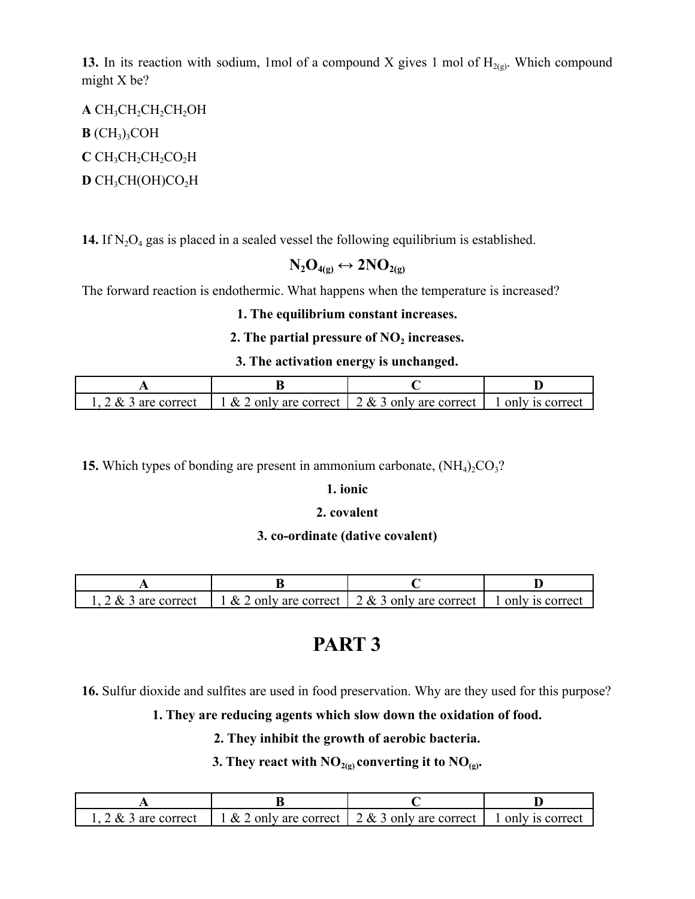**13.** In its reaction with sodium, 1mol of a compound X gives 1 mol of $H_{2(g)}$. Which compound might X be?

**A** $CH_3CH_2CH_2CH_2OH$

**B** $(CH_3)_3COH$

**C** $CH_3CH_2CH_2CO_2H$

**D** $CH_3CH(OH)CO_2H$

**14.** If $N_2O_4$ gas is placed in a sealed vessel the following equilibrium is established.

$$N_2O_{4(g)} \leftrightarrow 2NO_{2(g)}$$

The forward reaction is endothermic. What happens when the temperature is increased?

**1. The equilibrium constant increases.**

**2. The partial pressure of $NO_2$ increases.**

**3. The activation energy is unchanged.**

| A | B | C | D |
|---|---|---|---|
| 1, 2 & 3 are correct | 1 & 2 only are correct | 2 & 3 only are correct | 1 only is correct |

**15.** Which types of bonding are present in ammonium carbonate, $(NH_4)_2CO_3$?

**1. ionic**

**2. covalent**

**3. co-ordinate (dative covalent)**

| A | B | C | D |
|---|---|---|---|
| 1, 2 & 3 are correct | 1 & 2 only are correct | 2 & 3 only are correct | 1 only is correct |

# PART 3

**16.** Sulfur dioxide and sulfites are used in food preservation. Why are they used for this purpose?

**1. They are reducing agents which slow down the oxidation of food.**

**2. They inhibit the growth of aerobic bacteria.**

**3. They react with $NO_{2(g)}$ converting it to $NO_{(g)}$.**

| A | B | C | D |
|---|---|---|---|
| 1, 2 & 3 are correct | 1 & 2 only are correct | 2 & 3 only are correct | 1 only is correct |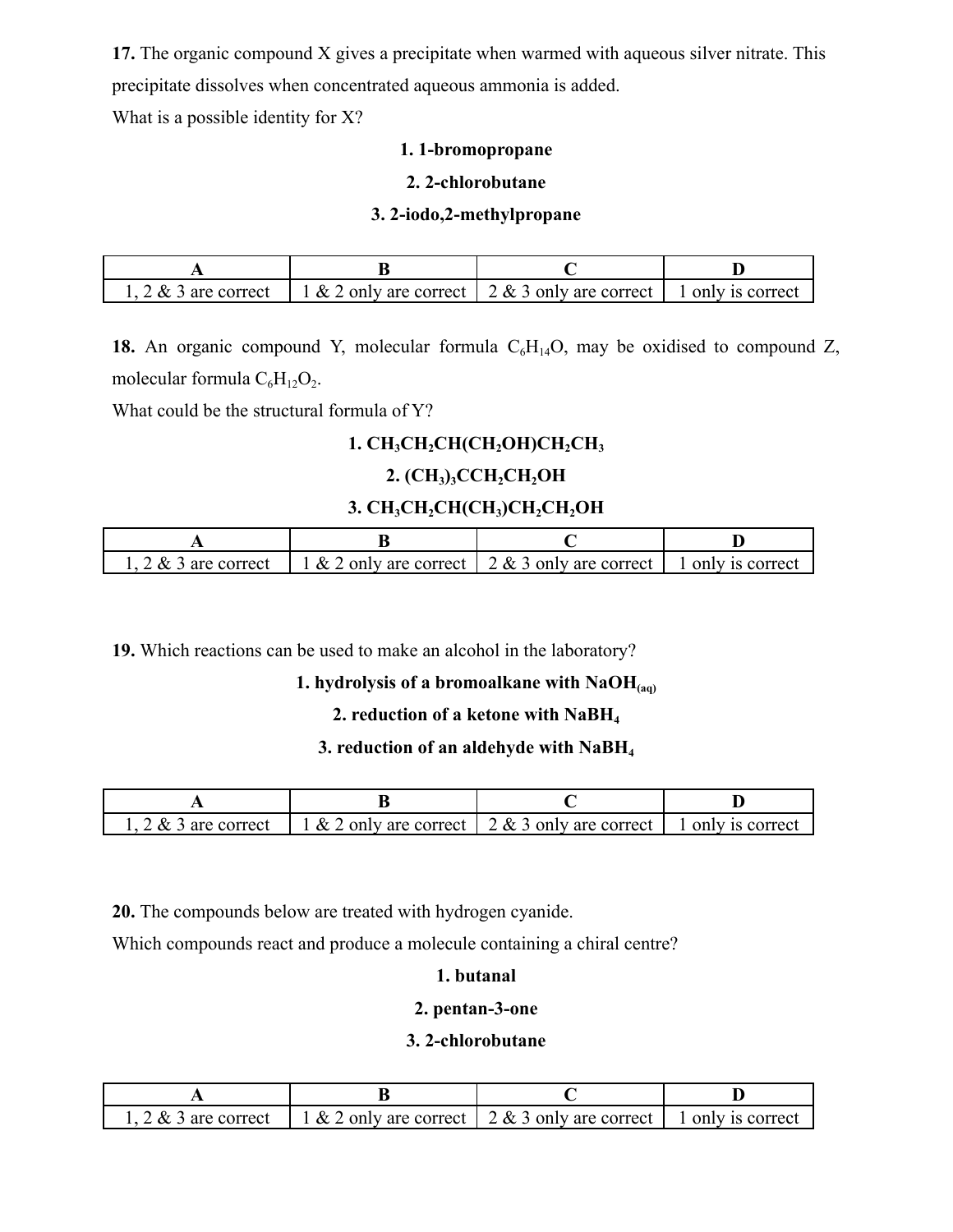**17.** The organic compound X gives a precipitate when warmed with aqueous silver nitrate. This precipitate dissolves when concentrated aqueous ammonia is added.

What is a possible identity for X?

**1. 1-bromopropane**

**2. 2-chlorobutane**

**3. 2-iodo,2-methylpropane**

| A | B | C | D |
|---|---|---|---|
| 1, 2 & 3 are correct | 1 & 2 only are correct | 2 & 3 only are correct | 1 only is correct |

**18.** An organic compound Y, molecular formula $C_6H_{14}O$, may be oxidised to compound Z, molecular formula $C_6H_{12}O_2$.

What could be the structural formula of Y?

**1.** $CH_3CH_2CH(CH_2OH)CH_2CH_3$

**2.** $(CH_3)_3CCH_2CH_2OH$

**3.** $CH_3CH_2CH(CH_3)CH_2CH_2OH$

| A | B | C | D |
|---|---|---|---|
| 1, 2 & 3 are correct | 1 & 2 only are correct | 2 & 3 only are correct | 1 only is correct |

**19.** Which reactions can be used to make an alcohol in the laboratory?

**1. hydrolysis of a bromoalkane with** $NaOH_{(aq)}$

**2. reduction of a ketone with** $NaBH_4$

**3. reduction of an aldehyde with** $NaBH_4$

| A | B | C | D |
|---|---|---|---|
| 1, 2 & 3 are correct | 1 & 2 only are correct | 2 & 3 only are correct | 1 only is correct |

**20.** The compounds below are treated with hydrogen cyanide.

Which compounds react and produce a molecule containing a chiral centre?

**1. butanal**

**2. pentan-3-one**

**3. 2-chlorobutane**

| A | B | C | D |
|---|---|---|---|
| 1, 2 & 3 are correct | 1 & 2 only are correct | 2 & 3 only are correct | 1 only is correct |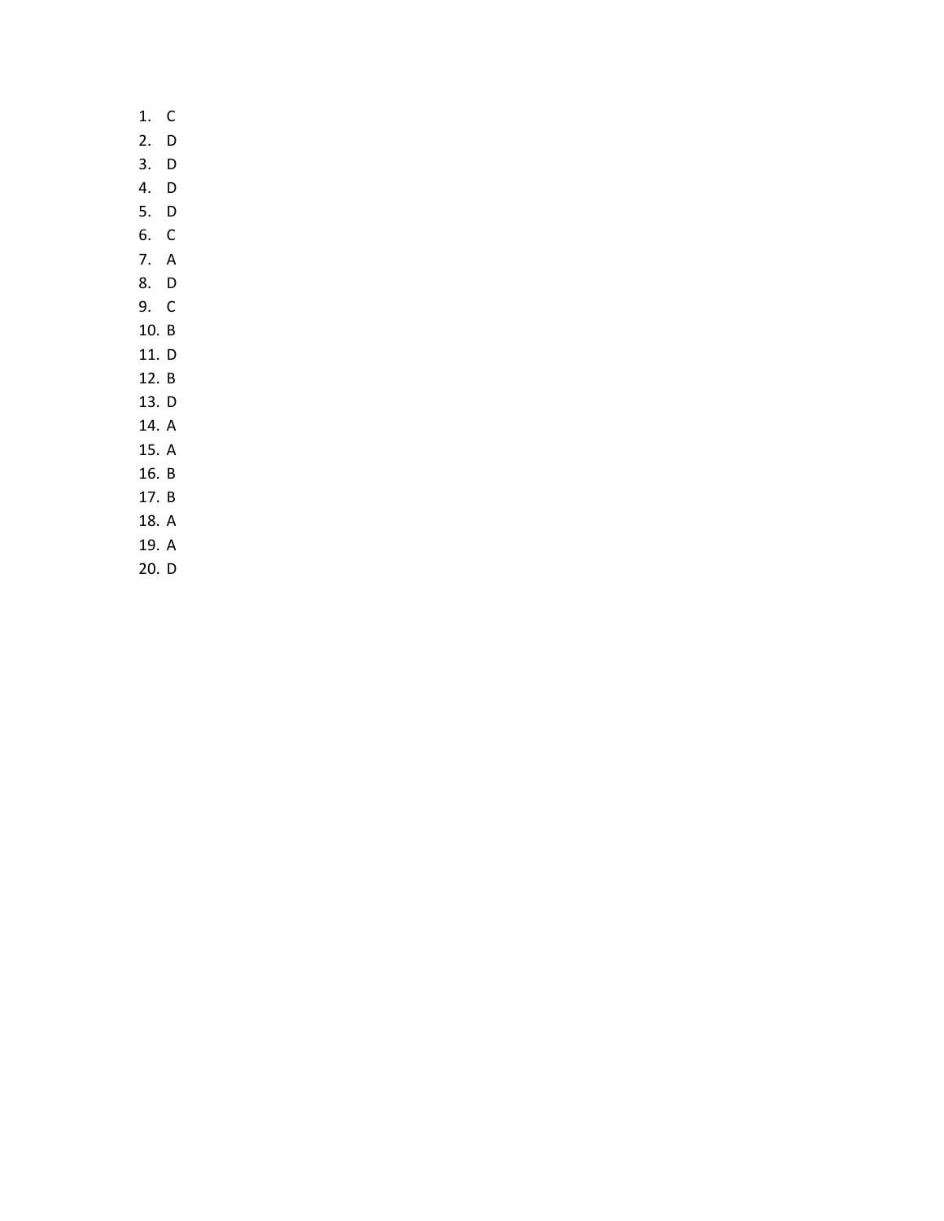1. C
2. D
3. D
4. D
5. D
6. C
7. A
8. D
9. C
10. B
11. D
12. B
13. D
14. A
15. A
16. B
17. B
18. A
19. A
20. D